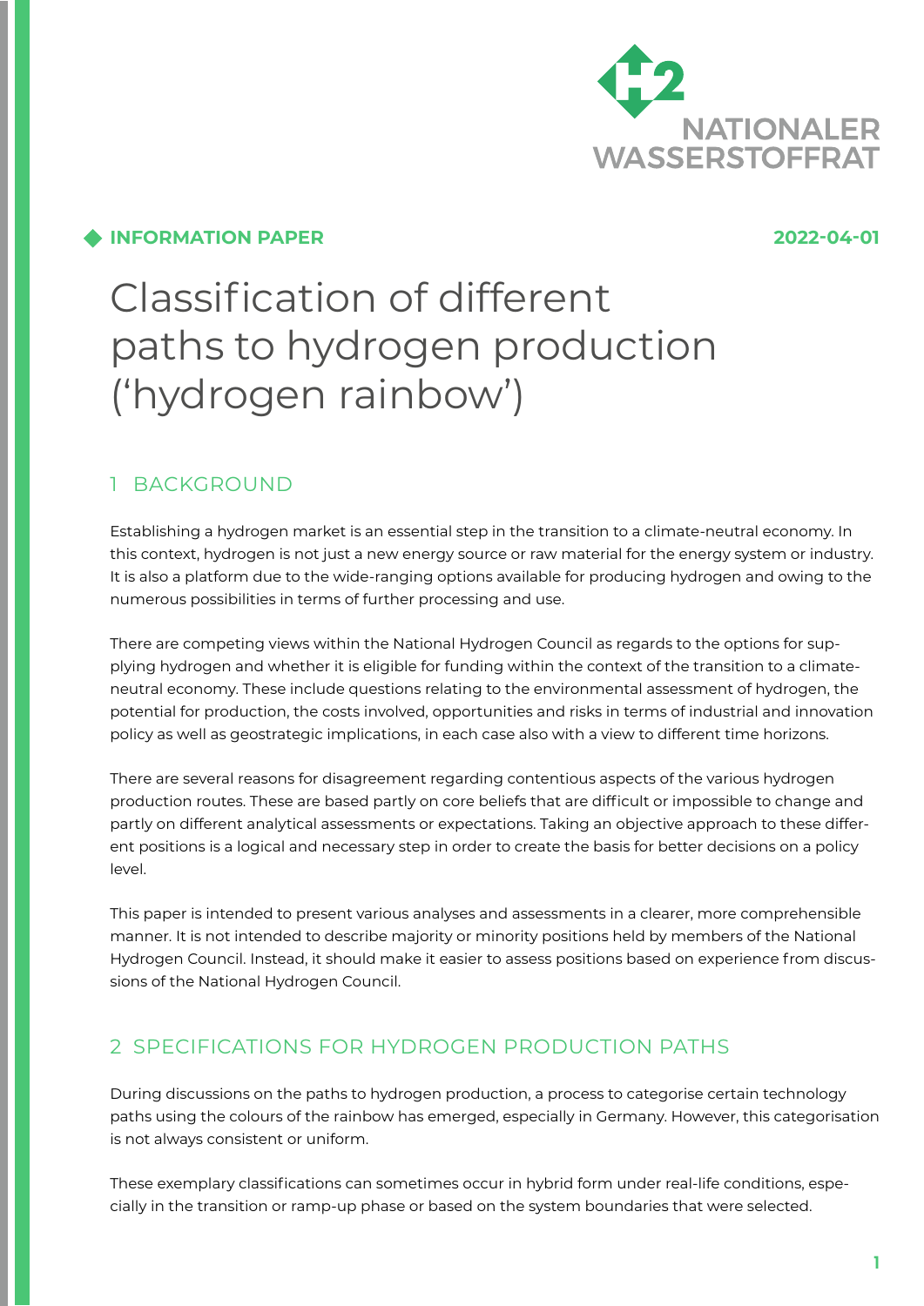NATIONALER WASSERSTOFFRAT

**INFORMATION PAPER** 2022-04-01

# Classification of different paths to hydrogen production ('hydrogen rainbow')

## 1 BACKGROUND

Establishing a hydrogen market is an essential step in the transition to a climate-neutral economy. In this context, hydrogen is not just a new energy source or raw material for the energy system or industry. It is also a platform due to the wide-ranging options available for producing hydrogen and owing to the numerous possibilities in terms of further processing and use.

There are competing views within the National Hydrogen Council as regards to the options for supplying hydrogen and whether it is eligible for funding within the context of the transition to a climate-neutral economy. These include questions relating to the environmental assessment of hydrogen, the potential for production, the costs involved, opportunities and risks in terms of industrial and innovation policy as well as geostrategic implications, in each case also with a view to different time horizons.

There are several reasons for disagreement regarding contentious aspects of the various hydrogen production routes. These are based partly on core beliefs that are difficult or impossible to change and partly on different analytical assessments or expectations. Taking an objective approach to these different positions is a logical and necessary step in order to create the basis for better decisions on a policy level.

This paper is intended to present various analyses and assessments in a clearer, more comprehensible manner. It is not intended to describe majority or minority positions held by members of the National Hydrogen Council. Instead, it should make it easier to assess positions based on experience from discussions of the National Hydrogen Council.

## 2 SPECIFICATIONS FOR HYDROGEN PRODUCTION PATHS

During discussions on the paths to hydrogen production, a process to categorise certain technology paths using the colours of the rainbow has emerged, especially in Germany. However, this categorisation is not always consistent or uniform.

These exemplary classifications can sometimes occur in hybrid form under real-life conditions, especially in the transition or ramp-up phase or based on the system boundaries that were selected.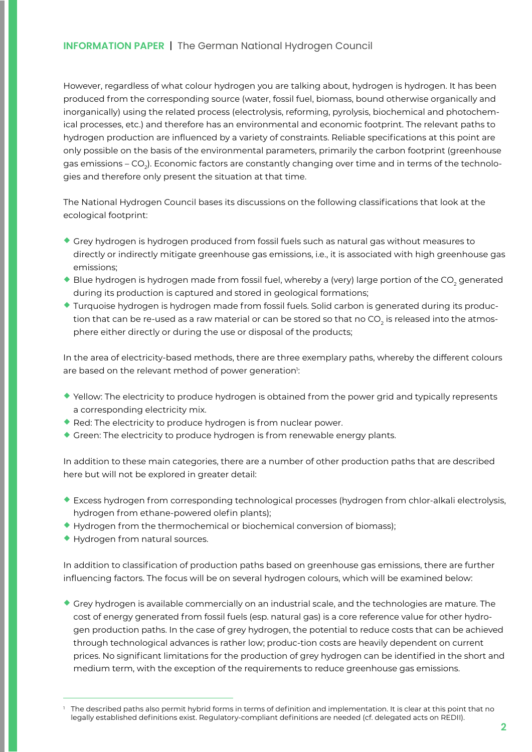However, regardless of what colour hydrogen you are talking about, hydrogen is hydrogen. It has been produced from the corresponding source (water, fossil fuel, biomass, bound otherwise organically and inorganically) using the related process (electrolysis, reforming, pyrolysis, biochemical and photochemical processes, etc.) and therefore has an environmental and economic footprint. The relevant paths to hydrogen production are influenced by a variety of constraints. Reliable specifications at this point are only possible on the basis of the environmental parameters, primarily the carbon footprint (greenhouse gas emissions – $CO_2$). Economic factors are constantly changing over time and in terms of the technologies and therefore only present the situation at that time.

The National Hydrogen Council bases its discussions on the following classifications that look at the ecological footprint:

- Grey hydrogen is hydrogen produced from fossil fuels such as natural gas without measures to directly or indirectly mitigate greenhouse gas emissions, i.e., it is associated with high greenhouse gas emissions;
- Blue hydrogen is hydrogen made from fossil fuel, whereby a (very) large portion of the $CO_2$ generated during its production is captured and stored in geological formations;
- Turquoise hydrogen is hydrogen made from fossil fuels. Solid carbon is generated during its production that can be re-used as a raw material or can be stored so that no $CO_2$ is released into the atmosphere either directly or during the use or disposal of the products;

In the area of electricity-based methods, there are three exemplary paths, whereby the different colours are based on the relevant method of power generation[1]:

- Yellow: The electricity to produce hydrogen is obtained from the power grid and typically represents a corresponding electricity mix.
- Red: The electricity to produce hydrogen is from nuclear power.
- Green: The electricity to produce hydrogen is from renewable energy plants.

In addition to these main categories, there are a number of other production paths that are described here but will not be explored in greater detail:

- Excess hydrogen from corresponding technological processes (hydrogen from chlor-alkali electrolysis, hydrogen from ethane-powered olefin plants);
- Hydrogen from the thermochemical or biochemical conversion of biomass);
- Hydrogen from natural sources.

In addition to classification of production paths based on greenhouse gas emissions, there are further influencing factors. The focus will be on several hydrogen colours, which will be examined below:

- Grey hydrogen is available commercially on an industrial scale, and the technologies are mature. The cost of energy generated from fossil fuels (esp. natural gas) is a core reference value for other hydrogen production paths. In the case of grey hydrogen, the potential to reduce costs that can be achieved through technological advances is rather low; produc-tion costs are heavily dependent on current prices. No significant limitations for the production of grey hydrogen can be identified in the short and medium term, with the exception of the requirements to reduce greenhouse gas emissions.

---

[1] The described paths also permit hybrid forms in terms of definition and implementation. It is clear at this point that no legally established definitions exist. Regulatory-compliant definitions are needed (cf. delegated acts on REDII).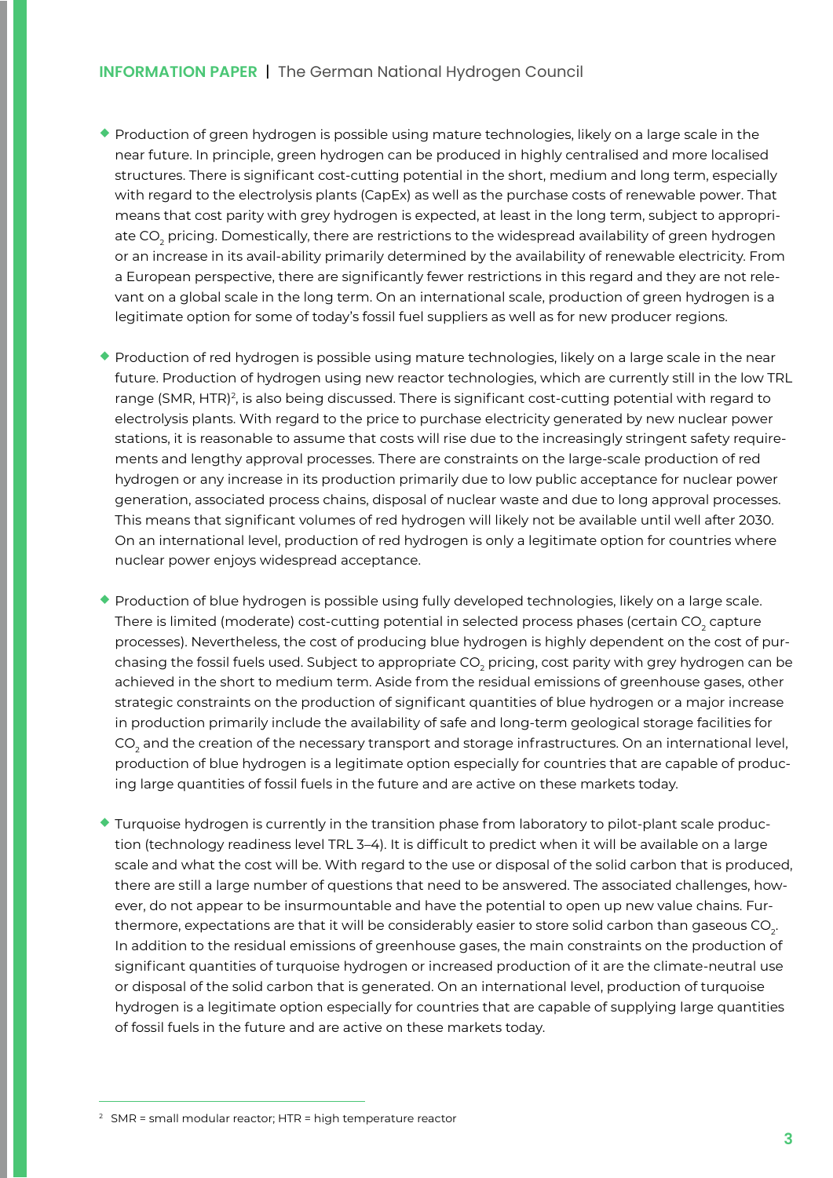- Production of green hydrogen is possible using mature technologies, likely on a large scale in the near future. In principle, green hydrogen can be produced in highly centralised and more localised structures. There is significant cost-cutting potential in the short, medium and long term, especially with regard to the electrolysis plants (CapEx) as well as the purchase costs of renewable power. That means that cost parity with grey hydrogen is expected, at least in the long term, subject to appropriate $CO_2$ pricing. Domestically, there are restrictions to the widespread availability of green hydrogen or an increase in its avail-ability primarily determined by the availability of renewable electricity. From a European perspective, there are significantly fewer restrictions in this regard and they are not relevant on a global scale in the long term. On an international scale, production of green hydrogen is a legitimate option for some of today's fossil fuel suppliers as well as for new producer regions.

- Production of red hydrogen is possible using mature technologies, likely on a large scale in the near future. Production of hydrogen using new reactor technologies, which are currently still in the low TRL range (SMR, HTR)[2], is also being discussed. There is significant cost-cutting potential with regard to electrolysis plants. With regard to the price to purchase electricity generated by new nuclear power stations, it is reasonable to assume that costs will rise due to the increasingly stringent safety requirements and lengthy approval processes. There are constraints on the large-scale production of red hydrogen or any increase in its production primarily due to low public acceptance for nuclear power generation, associated process chains, disposal of nuclear waste and due to long approval processes. This means that significant volumes of red hydrogen will likely not be available until well after 2030. On an international level, production of red hydrogen is only a legitimate option for countries where nuclear power enjoys widespread acceptance.

- Production of blue hydrogen is possible using fully developed technologies, likely on a large scale. There is limited (moderate) cost-cutting potential in selected process phases (certain $CO_2$ capture processes). Nevertheless, the cost of producing blue hydrogen is highly dependent on the cost of purchasing the fossil fuels used. Subject to appropriate $CO_2$ pricing, cost parity with grey hydrogen can be achieved in the short to medium term. Aside from the residual emissions of greenhouse gases, other strategic constraints on the production of significant quantities of blue hydrogen or a major increase in production primarily include the availability of safe and long-term geological storage facilities for $CO_2$ and the creation of the necessary transport and storage infrastructures. On an international level, production of blue hydrogen is a legitimate option especially for countries that are capable of producing large quantities of fossil fuels in the future and are active on these markets today.

- Turquoise hydrogen is currently in the transition phase from laboratory to pilot-plant scale production (technology readiness level TRL 3–4). It is difficult to predict when it will be available on a large scale and what the cost will be. With regard to the use or disposal of the solid carbon that is produced, there are still a large number of questions that need to be answered. The associated challenges, however, do not appear to be insurmountable and have the potential to open up new value chains. Furthermore, expectations are that it will be considerably easier to store solid carbon than gaseous $CO_2$. In addition to the residual emissions of greenhouse gases, the main constraints on the production of significant quantities of turquoise hydrogen or increased production of it are the climate-neutral use or disposal of the solid carbon that is generated. On an international level, production of turquoise hydrogen is a legitimate option especially for countries that are capable of supplying large quantities of fossil fuels in the future and are active on these markets today.

---

[2] SMR = small modular reactor; HTR = high temperature reactor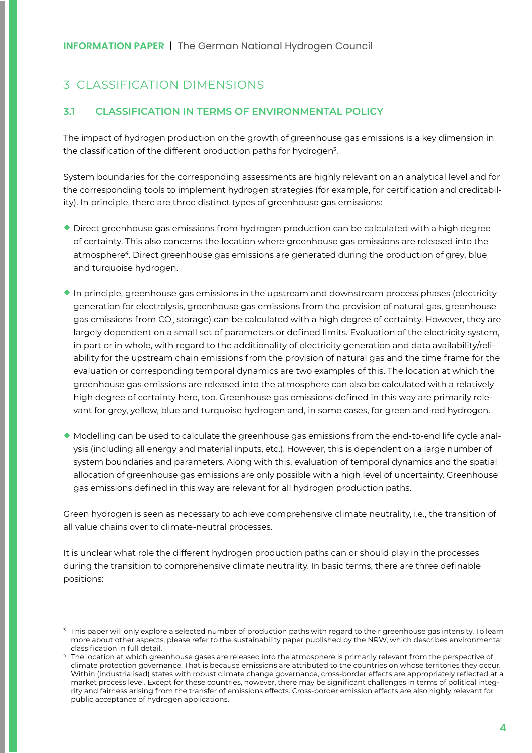## 3 CLASSIFICATION DIMENSIONS

### 3.1 CLASSIFICATION IN TERMS OF ENVIRONMENTAL POLICY

The impact of hydrogen production on the growth of greenhouse gas emissions is a key dimension in the classification of the different production paths for hydrogen[3].

System boundaries for the corresponding assessments are highly relevant on an analytical level and for the corresponding tools to implement hydrogen strategies (for example, for certification and creditability). In principle, there are three distinct types of greenhouse gas emissions:

- Direct greenhouse gas emissions from hydrogen production can be calculated with a high degree of certainty. This also concerns the location where greenhouse gas emissions are released into the atmosphere[4]. Direct greenhouse gas emissions are generated during the production of grey, blue and turquoise hydrogen.

- In principle, greenhouse gas emissions in the upstream and downstream process phases (electricity generation for electrolysis, greenhouse gas emissions from the provision of natural gas, greenhouse gas emissions from $CO_2$ storage) can be calculated with a high degree of certainty. However, they are largely dependent on a small set of parameters or defined limits. Evaluation of the electricity system, in part or in whole, with regard to the additionality of electricity generation and data availability/reliability for the upstream chain emissions from the provision of natural gas and the time frame for the evaluation or corresponding temporal dynamics are two examples of this. The location at which the greenhouse gas emissions are released into the atmosphere can also be calculated with a relatively high degree of certainty here, too. Greenhouse gas emissions defined in this way are primarily relevant for grey, yellow, blue and turquoise hydrogen and, in some cases, for green and red hydrogen.

- Modelling can be used to calculate the greenhouse gas emissions from the end-to-end life cycle analysis (including all energy and material inputs, etc.). However, this is dependent on a large number of system boundaries and parameters. Along with this, evaluation of temporal dynamics and the spatial allocation of greenhouse gas emissions are only possible with a high level of uncertainty. Greenhouse gas emissions defined in this way are relevant for all hydrogen production paths.

Green hydrogen is seen as necessary to achieve comprehensive climate neutrality, i.e., the transition of all value chains over to climate-neutral processes.

It is unclear what role the different hydrogen production paths can or should play in the processes during the transition to comprehensive climate neutrality. In basic terms, there are three definable positions:

---

[3] This paper will only explore a selected number of production paths with regard to their greenhouse gas intensity. To learn more about other aspects, please refer to the sustainability paper published by the NRW, which describes environmental classification in full detail.

[4] The location at which greenhouse gases are released into the atmosphere is primarily relevant from the perspective of climate protection governance. That is because emissions are attributed to the countries on whose territories they occur. Within (industrialised) states with robust climate change governance, cross-border effects are appropriately reflected at a market process level. Except for these countries, however, there may be significant challenges in terms of political integrity and fairness arising from the transfer of emissions effects. Cross-border emission effects are also highly relevant for public acceptance of hydrogen applications.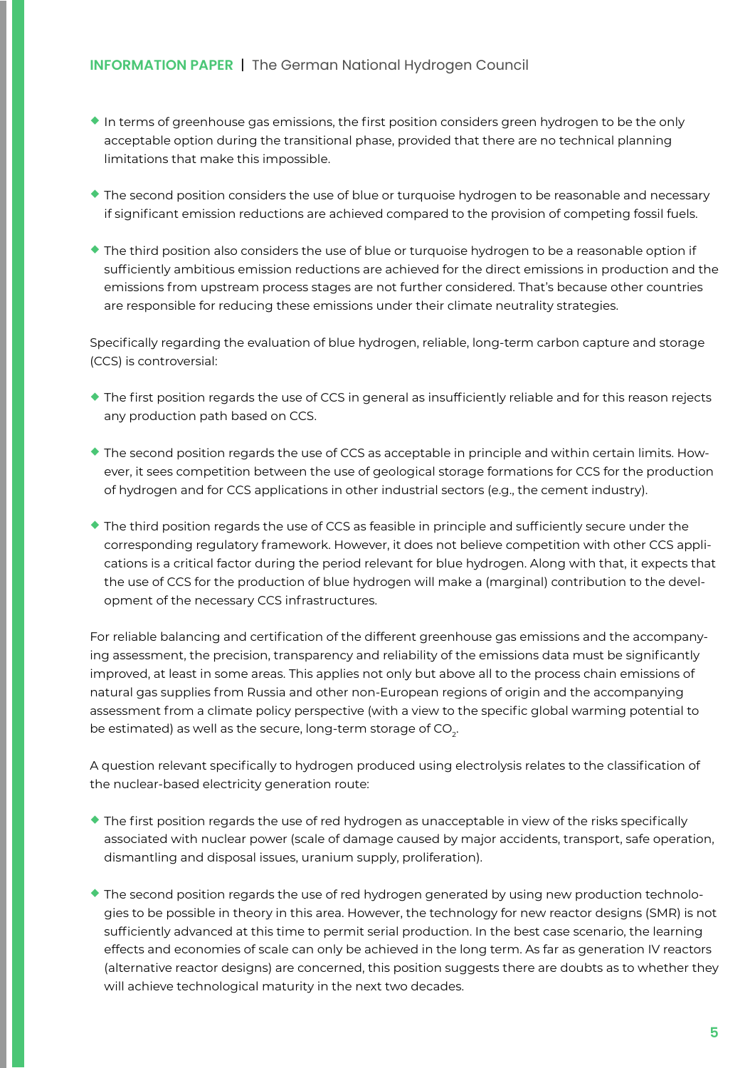- In terms of greenhouse gas emissions, the first position considers green hydrogen to be the only acceptable option during the transitional phase, provided that there are no technical planning limitations that make this impossible.

- The second position considers the use of blue or turquoise hydrogen to be reasonable and necessary if significant emission reductions are achieved compared to the provision of competing fossil fuels.

- The third position also considers the use of blue or turquoise hydrogen to be a reasonable option if sufficiently ambitious emission reductions are achieved for the direct emissions in production and the emissions from upstream process stages are not further considered. That's because other countries are responsible for reducing these emissions under their climate neutrality strategies.

Specifically regarding the evaluation of blue hydrogen, reliable, long-term carbon capture and storage (CCS) is controversial:

- The first position regards the use of CCS in general as insufficiently reliable and for this reason rejects any production path based on CCS.

- The second position regards the use of CCS as acceptable in principle and within certain limits. However, it sees competition between the use of geological storage formations for CCS for the production of hydrogen and for CCS applications in other industrial sectors (e.g., the cement industry).

- The third position regards the use of CCS as feasible in principle and sufficiently secure under the corresponding regulatory framework. However, it does not believe competition with other CCS applications is a critical factor during the period relevant for blue hydrogen. Along with that, it expects that the use of CCS for the production of blue hydrogen will make a (marginal) contribution to the development of the necessary CCS infrastructures.

For reliable balancing and certification of the different greenhouse gas emissions and the accompanying assessment, the precision, transparency and reliability of the emissions data must be significantly improved, at least in some areas. This applies not only but above all to the process chain emissions of natural gas supplies from Russia and other non-European regions of origin and the accompanying assessment from a climate policy perspective (with a view to the specific global warming potential to be estimated) as well as the secure, long-term storage of $CO_2$.

A question relevant specifically to hydrogen produced using electrolysis relates to the classification of the nuclear-based electricity generation route:

- The first position regards the use of red hydrogen as unacceptable in view of the risks specifically associated with nuclear power (scale of damage caused by major accidents, transport, safe operation, dismantling and disposal issues, uranium supply, proliferation).

- The second position regards the use of red hydrogen generated by using new production technologies to be possible in theory in this area. However, the technology for new reactor designs (SMR) is not sufficiently advanced at this time to permit serial production. In the best case scenario, the learning effects and economies of scale can only be achieved in the long term. As far as generation IV reactors (alternative reactor designs) are concerned, this position suggests there are doubts as to whether they will achieve technological maturity in the next two decades.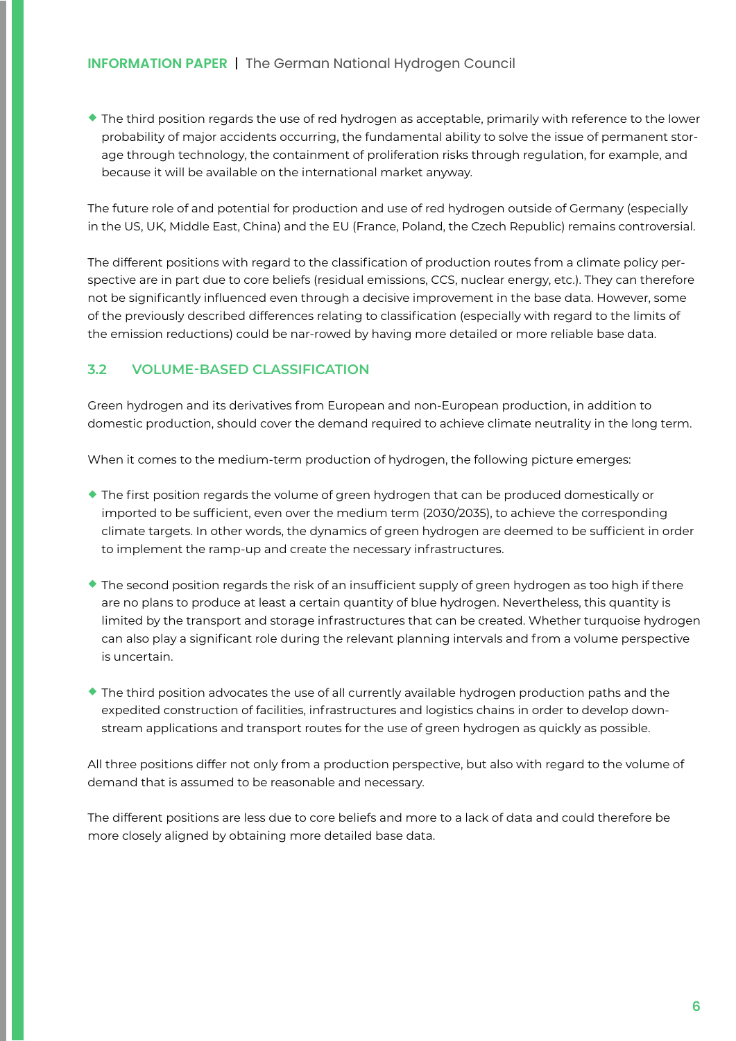- The third position regards the use of red hydrogen as acceptable, primarily with reference to the lower probability of major accidents occurring, the fundamental ability to solve the issue of permanent storage through technology, the containment of proliferation risks through regulation, for example, and because it will be available on the international market anyway.

The future role of and potential for production and use of red hydrogen outside of Germany (especially in the US, UK, Middle East, China) and the EU (France, Poland, the Czech Republic) remains controversial.

The different positions with regard to the classification of production routes from a climate policy perspective are in part due to core beliefs (residual emissions, CCS, nuclear energy, etc.). They can therefore not be significantly influenced even through a decisive improvement in the base data. However, some of the previously described differences relating to classification (especially with regard to the limits of the emission reductions) could be nar-rowed by having more detailed or more reliable base data.

## 3.2 VOLUME-BASED CLASSIFICATION

Green hydrogen and its derivatives from European and non-European production, in addition to domestic production, should cover the demand required to achieve climate neutrality in the long term.

When it comes to the medium-term production of hydrogen, the following picture emerges:

- The first position regards the volume of green hydrogen that can be produced domestically or imported to be sufficient, even over the medium term (2030/2035), to achieve the corresponding climate targets. In other words, the dynamics of green hydrogen are deemed to be sufficient in order to implement the ramp-up and create the necessary infrastructures.

- The second position regards the risk of an insufficient supply of green hydrogen as too high if there are no plans to produce at least a certain quantity of blue hydrogen. Nevertheless, this quantity is limited by the transport and storage infrastructures that can be created. Whether turquoise hydrogen can also play a significant role during the relevant planning intervals and from a volume perspective is uncertain.

- The third position advocates the use of all currently available hydrogen production paths and the expedited construction of facilities, infrastructures and logistics chains in order to develop downstream applications and transport routes for the use of green hydrogen as quickly as possible.

All three positions differ not only from a production perspective, but also with regard to the volume of demand that is assumed to be reasonable and necessary.

The different positions are less due to core beliefs and more to a lack of data and could therefore be more closely aligned by obtaining more detailed base data.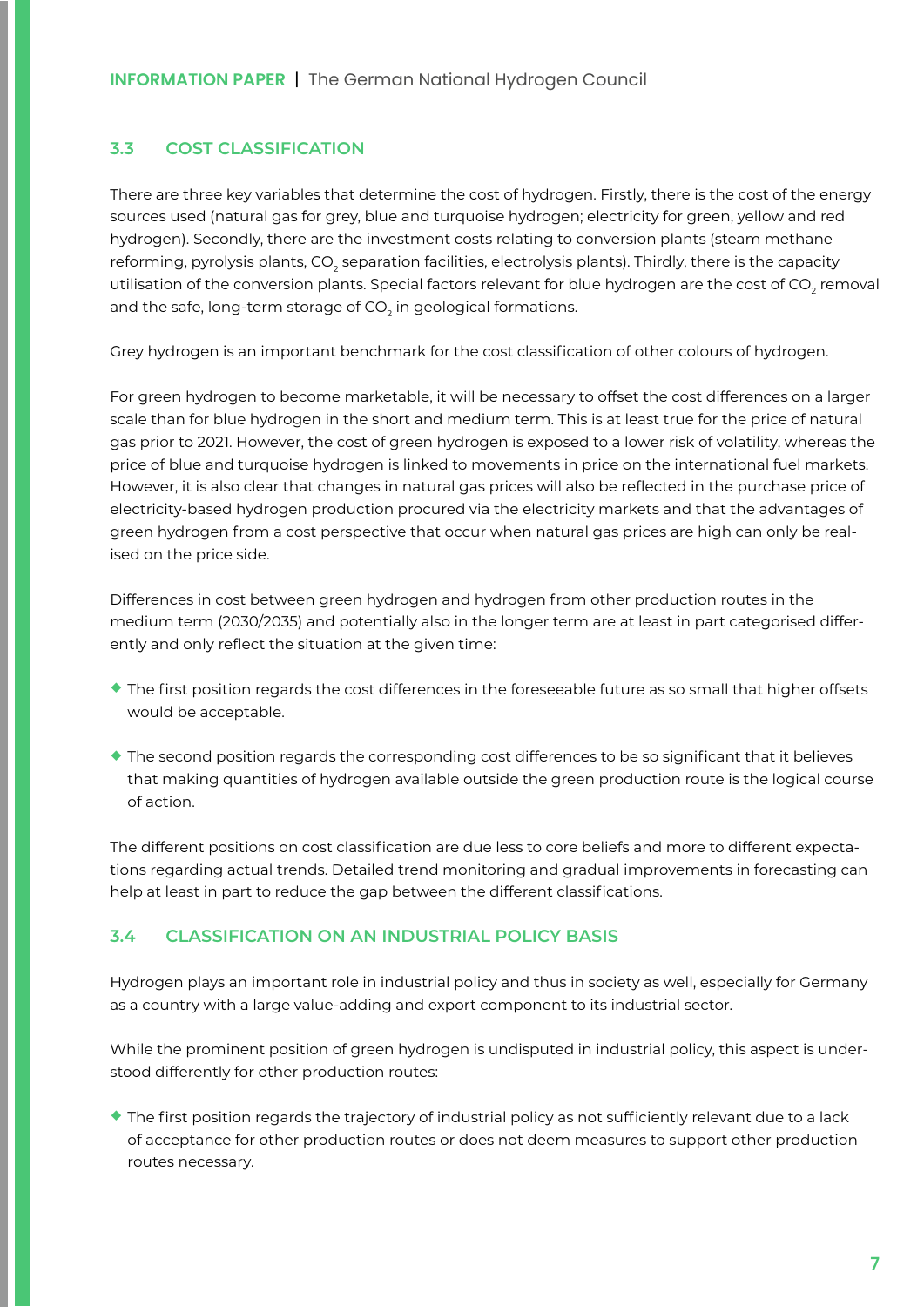### 3.3 COST CLASSIFICATION

There are three key variables that determine the cost of hydrogen. Firstly, there is the cost of the energy sources used (natural gas for grey, blue and turquoise hydrogen; electricity for green, yellow and red hydrogen). Secondly, there are the investment costs relating to conversion plants (steam methane reforming, pyrolysis plants, $CO_2$ separation facilities, electrolysis plants). Thirdly, there is the capacity utilisation of the conversion plants. Special factors relevant for blue hydrogen are the cost of $CO_2$ removal and the safe, long-term storage of $CO_2$ in geological formations.

Grey hydrogen is an important benchmark for the cost classification of other colours of hydrogen.

For green hydrogen to become marketable, it will be necessary to offset the cost differences on a larger scale than for blue hydrogen in the short and medium term. This is at least true for the price of natural gas prior to 2021. However, the cost of green hydrogen is exposed to a lower risk of volatility, whereas the price of blue and turquoise hydrogen is linked to movements in price on the international fuel markets. However, it is also clear that changes in natural gas prices will also be reflected in the purchase price of electricity-based hydrogen production procured via the electricity markets and that the advantages of green hydrogen from a cost perspective that occur when natural gas prices are high can only be realised on the price side.

Differences in cost between green hydrogen and hydrogen from other production routes in the medium term (2030/2035) and potentially also in the longer term are at least in part categorised differently and only reflect the situation at the given time:

- The first position regards the cost differences in the foreseeable future as so small that higher offsets would be acceptable.
- The second position regards the corresponding cost differences to be so significant that it believes that making quantities of hydrogen available outside the green production route is the logical course of action.

The different positions on cost classification are due less to core beliefs and more to different expectations regarding actual trends. Detailed trend monitoring and gradual improvements in forecasting can help at least in part to reduce the gap between the different classifications.

### 3.4 CLASSIFICATION ON AN INDUSTRIAL POLICY BASIS

Hydrogen plays an important role in industrial policy and thus in society as well, especially for Germany as a country with a large value-adding and export component to its industrial sector.

While the prominent position of green hydrogen is undisputed in industrial policy, this aspect is understood differently for other production routes:

- The first position regards the trajectory of industrial policy as not sufficiently relevant due to a lack of acceptance for other production routes or does not deem measures to support other production routes necessary.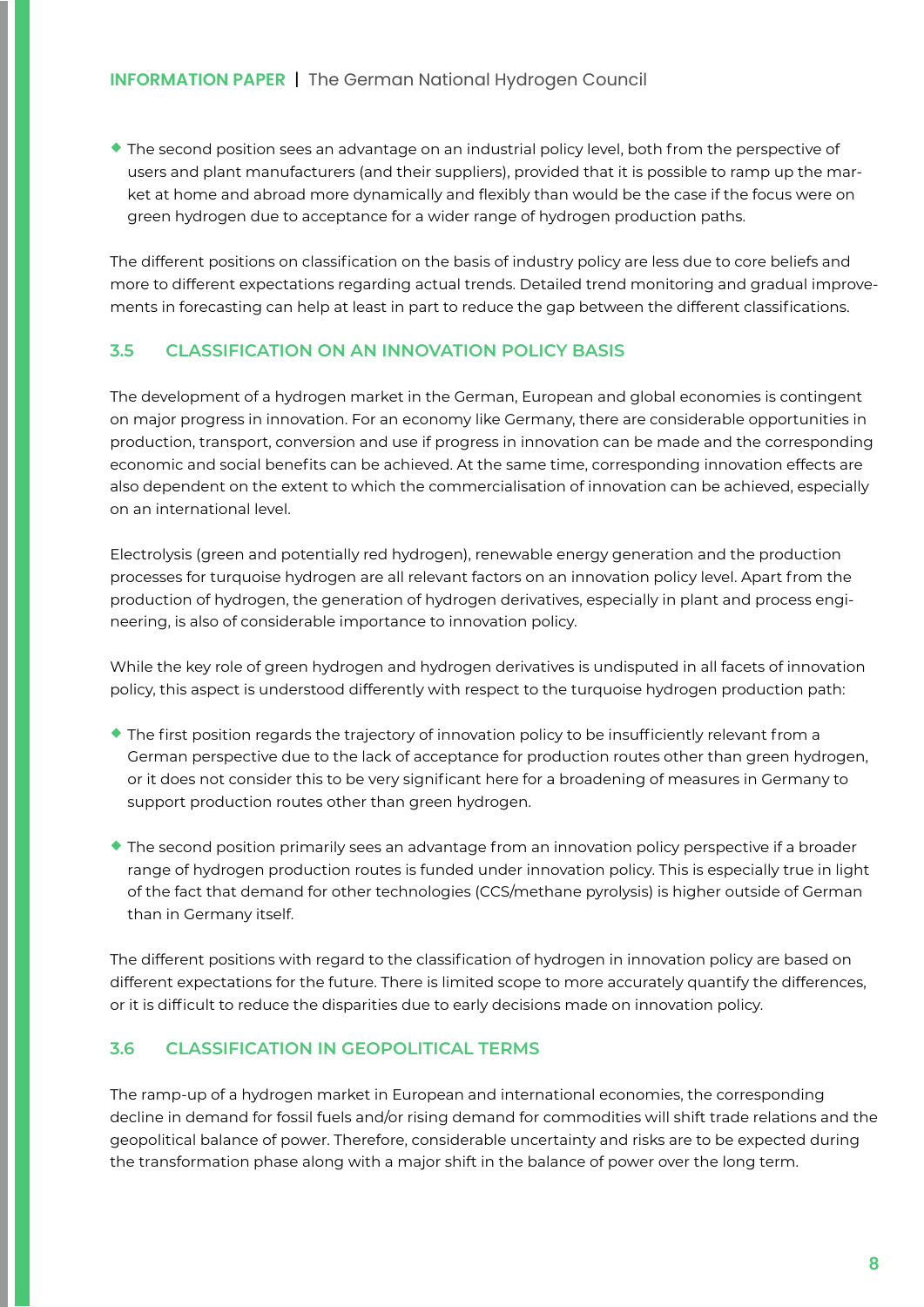- The second position sees an advantage on an industrial policy level, both from the perspective of users and plant manufacturers (and their suppliers), provided that it is possible to ramp up the market at home and abroad more dynamically and flexibly than would be the case if the focus were on green hydrogen due to acceptance for a wider range of hydrogen production paths.

The different positions on classification on the basis of industry policy are less due to core beliefs and more to different expectations regarding actual trends. Detailed trend monitoring and gradual improvements in forecasting can help at least in part to reduce the gap between the different classifications.

### 3.5 CLASSIFICATION ON AN INNOVATION POLICY BASIS

The development of a hydrogen market in the German, European and global economies is contingent on major progress in innovation. For an economy like Germany, there are considerable opportunities in production, transport, conversion and use if progress in innovation can be made and the corresponding economic and social benefits can be achieved. At the same time, corresponding innovation effects are also dependent on the extent to which the commercialisation of innovation can be achieved, especially on an international level.

Electrolysis (green and potentially red hydrogen), renewable energy generation and the production processes for turquoise hydrogen are all relevant factors on an innovation policy level. Apart from the production of hydrogen, the generation of hydrogen derivatives, especially in plant and process engineering, is also of considerable importance to innovation policy.

While the key role of green hydrogen and hydrogen derivatives is undisputed in all facets of innovation policy, this aspect is understood differently with respect to the turquoise hydrogen production path:

- The first position regards the trajectory of innovation policy to be insufficiently relevant from a German perspective due to the lack of acceptance for production routes other than green hydrogen, or it does not consider this to be very significant here for a broadening of measures in Germany to support production routes other than green hydrogen.
- The second position primarily sees an advantage from an innovation policy perspective if a broader range of hydrogen production routes is funded under innovation policy. This is especially true in light of the fact that demand for other technologies (CCS/methane pyrolysis) is higher outside of German than in Germany itself.

The different positions with regard to the classification of hydrogen in innovation policy are based on different expectations for the future. There is limited scope to more accurately quantify the differences, or it is difficult to reduce the disparities due to early decisions made on innovation policy.

### 3.6 CLASSIFICATION IN GEOPOLITICAL TERMS

The ramp-up of a hydrogen market in European and international economies, the corresponding decline in demand for fossil fuels and/or rising demand for commodities will shift trade relations and the geopolitical balance of power. Therefore, considerable uncertainty and risks are to be expected during the transformation phase along with a major shift in the balance of power over the long term.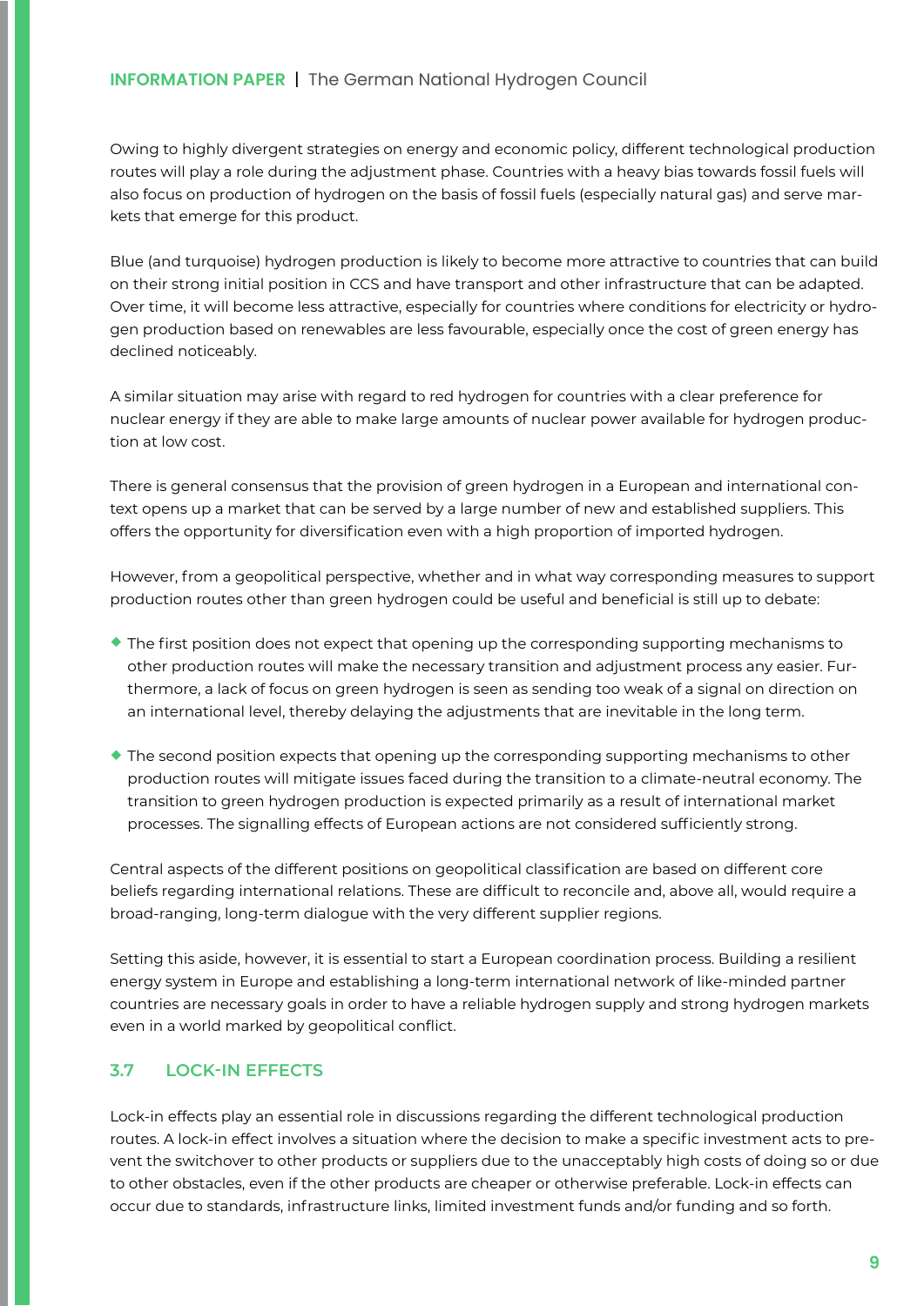Owing to highly divergent strategies on energy and economic policy, different technological production routes will play a role during the adjustment phase. Countries with a heavy bias towards fossil fuels will also focus on production of hydrogen on the basis of fossil fuels (especially natural gas) and serve markets that emerge for this product.

Blue (and turquoise) hydrogen production is likely to become more attractive to countries that can build on their strong initial position in CCS and have transport and other infrastructure that can be adapted. Over time, it will become less attractive, especially for countries where conditions for electricity or hydrogen production based on renewables are less favourable, especially once the cost of green energy has declined noticeably.

A similar situation may arise with regard to red hydrogen for countries with a clear preference for nuclear energy if they are able to make large amounts of nuclear power available for hydrogen production at low cost.

There is general consensus that the provision of green hydrogen in a European and international context opens up a market that can be served by a large number of new and established suppliers. This offers the opportunity for diversification even with a high proportion of imported hydrogen.

However, from a geopolitical perspective, whether and in what way corresponding measures to support production routes other than green hydrogen could be useful and beneficial is still up to debate:

- The first position does not expect that opening up the corresponding supporting mechanisms to other production routes will make the necessary transition and adjustment process any easier. Furthermore, a lack of focus on green hydrogen is seen as sending too weak of a signal on direction on an international level, thereby delaying the adjustments that are inevitable in the long term.
- The second position expects that opening up the corresponding supporting mechanisms to other production routes will mitigate issues faced during the transition to a climate-neutral economy. The transition to green hydrogen production is expected primarily as a result of international market processes. The signalling effects of European actions are not considered sufficiently strong.

Central aspects of the different positions on geopolitical classification are based on different core beliefs regarding international relations. These are difficult to reconcile and, above all, would require a broad-ranging, long-term dialogue with the very different supplier regions.

Setting this aside, however, it is essential to start a European coordination process. Building a resilient energy system in Europe and establishing a long-term international network of like-minded partner countries are necessary goals in order to have a reliable hydrogen supply and strong hydrogen markets even in a world marked by geopolitical conflict.

### 3.7 LOCK-IN EFFECTS

Lock-in effects play an essential role in discussions regarding the different technological production routes. A lock-in effect involves a situation where the decision to make a specific investment acts to prevent the switchover to other products or suppliers due to the unacceptably high costs of doing so or due to other obstacles, even if the other products are cheaper or otherwise preferable. Lock-in effects can occur due to standards, infrastructure links, limited investment funds and/or funding and so forth.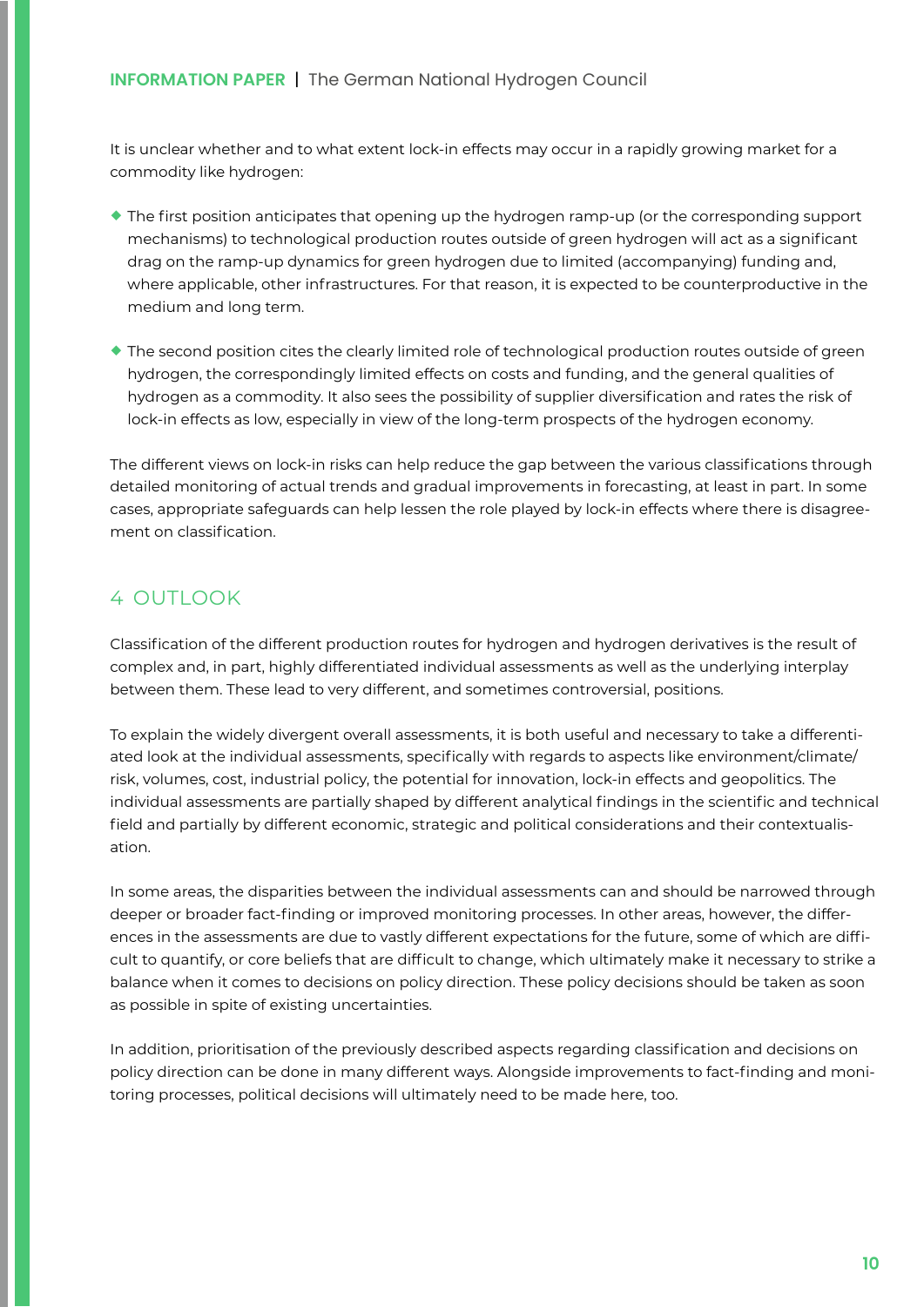It is unclear whether and to what extent lock-in effects may occur in a rapidly growing market for a commodity like hydrogen:

- The first position anticipates that opening up the hydrogen ramp-up (or the corresponding support mechanisms) to technological production routes outside of green hydrogen will act as a significant drag on the ramp-up dynamics for green hydrogen due to limited (accompanying) funding and, where applicable, other infrastructures. For that reason, it is expected to be counterproductive in the medium and long term.

- The second position cites the clearly limited role of technological production routes outside of green hydrogen, the correspondingly limited effects on costs and funding, and the general qualities of hydrogen as a commodity. It also sees the possibility of supplier diversification and rates the risk of lock-in effects as low, especially in view of the long-term prospects of the hydrogen economy.

The different views on lock-in risks can help reduce the gap between the various classifications through detailed monitoring of actual trends and gradual improvements in forecasting, at least in part. In some cases, appropriate safeguards can help lessen the role played by lock-in effects where there is disagreement on classification.

## 4 OUTLOOK

Classification of the different production routes for hydrogen and hydrogen derivatives is the result of complex and, in part, highly differentiated individual assessments as well as the underlying interplay between them. These lead to very different, and sometimes controversial, positions.

To explain the widely divergent overall assessments, it is both useful and necessary to take a differentiated look at the individual assessments, specifically with regards to aspects like environment/climate/risk, volumes, cost, industrial policy, the potential for innovation, lock-in effects and geopolitics. The individual assessments are partially shaped by different analytical findings in the scientific and technical field and partially by different economic, strategic and political considerations and their contextualisation.

In some areas, the disparities between the individual assessments can and should be narrowed through deeper or broader fact-finding or improved monitoring processes. In other areas, however, the differences in the assessments are due to vastly different expectations for the future, some of which are difficult to quantify, or core beliefs that are difficult to change, which ultimately make it necessary to strike a balance when it comes to decisions on policy direction. These policy decisions should be taken as soon as possible in spite of existing uncertainties.

In addition, prioritisation of the previously described aspects regarding classification and decisions on policy direction can be done in many different ways. Alongside improvements to fact-finding and monitoring processes, political decisions will ultimately need to be made here, too.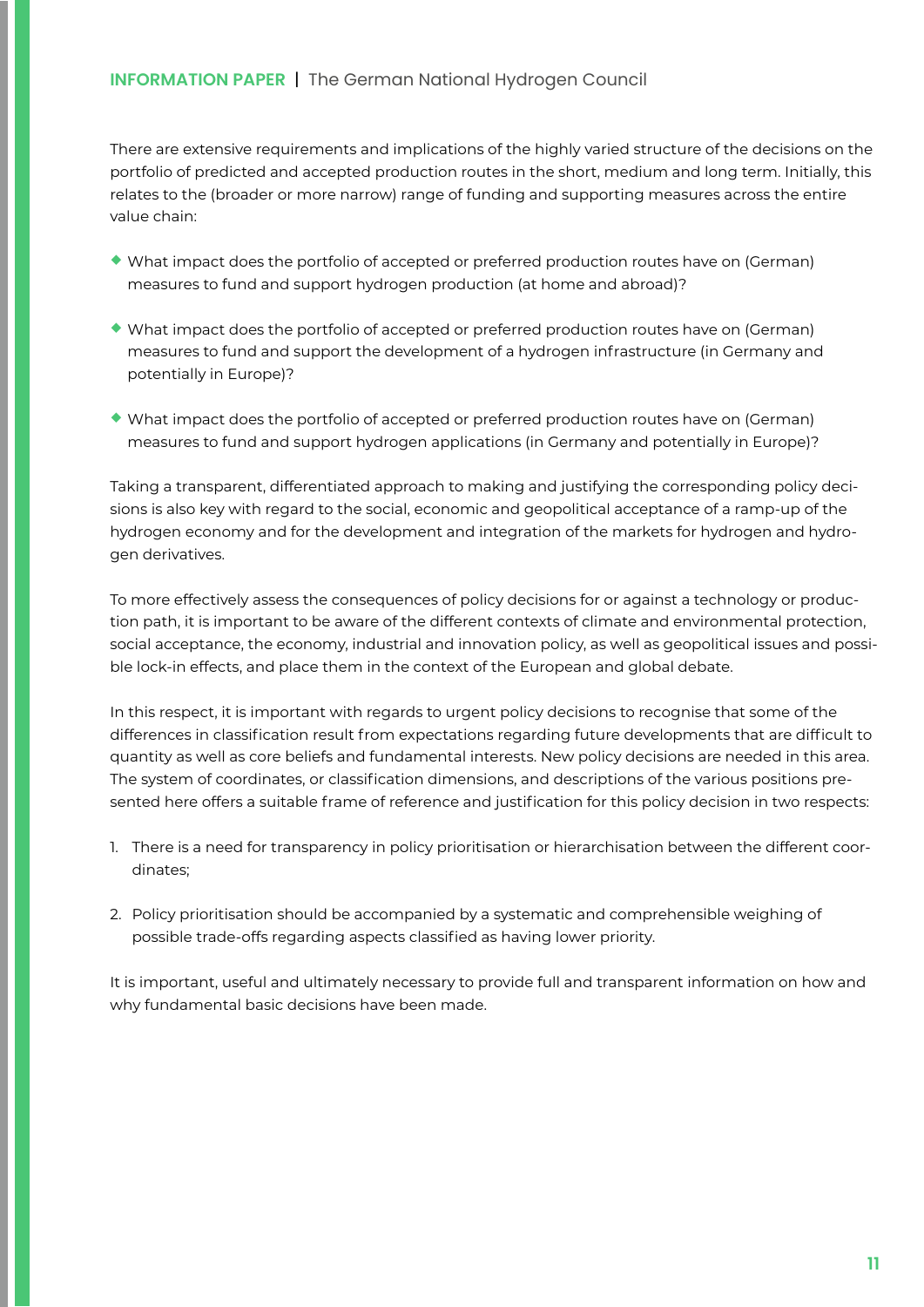There are extensive requirements and implications of the highly varied structure of the decisions on the portfolio of predicted and accepted production routes in the short, medium and long term. Initially, this relates to the (broader or more narrow) range of funding and supporting measures across the entire value chain:

- What impact does the portfolio of accepted or preferred production routes have on (German) measures to fund and support hydrogen production (at home and abroad)?
- What impact does the portfolio of accepted or preferred production routes have on (German) measures to fund and support the development of a hydrogen infrastructure (in Germany and potentially in Europe)?
- What impact does the portfolio of accepted or preferred production routes have on (German) measures to fund and support hydrogen applications (in Germany and potentially in Europe)?

Taking a transparent, differentiated approach to making and justifying the corresponding policy decisions is also key with regard to the social, economic and geopolitical acceptance of a ramp-up of the hydrogen economy and for the development and integration of the markets for hydrogen and hydrogen derivatives.

To more effectively assess the consequences of policy decisions for or against a technology or production path, it is important to be aware of the different contexts of climate and environmental protection, social acceptance, the economy, industrial and innovation policy, as well as geopolitical issues and possible lock-in effects, and place them in the context of the European and global debate.

In this respect, it is important with regards to urgent policy decisions to recognise that some of the differences in classification result from expectations regarding future developments that are difficult to quantity as well as core beliefs and fundamental interests. New policy decisions are needed in this area. The system of coordinates, or classification dimensions, and descriptions of the various positions presented here offers a suitable frame of reference and justification for this policy decision in two respects:

1. There is a need for transparency in policy prioritisation or hierarchisation between the different coordinates;
2. Policy prioritisation should be accompanied by a systematic and comprehensible weighing of possible trade-offs regarding aspects classified as having lower priority.

It is important, useful and ultimately necessary to provide full and transparent information on how and why fundamental basic decisions have been made.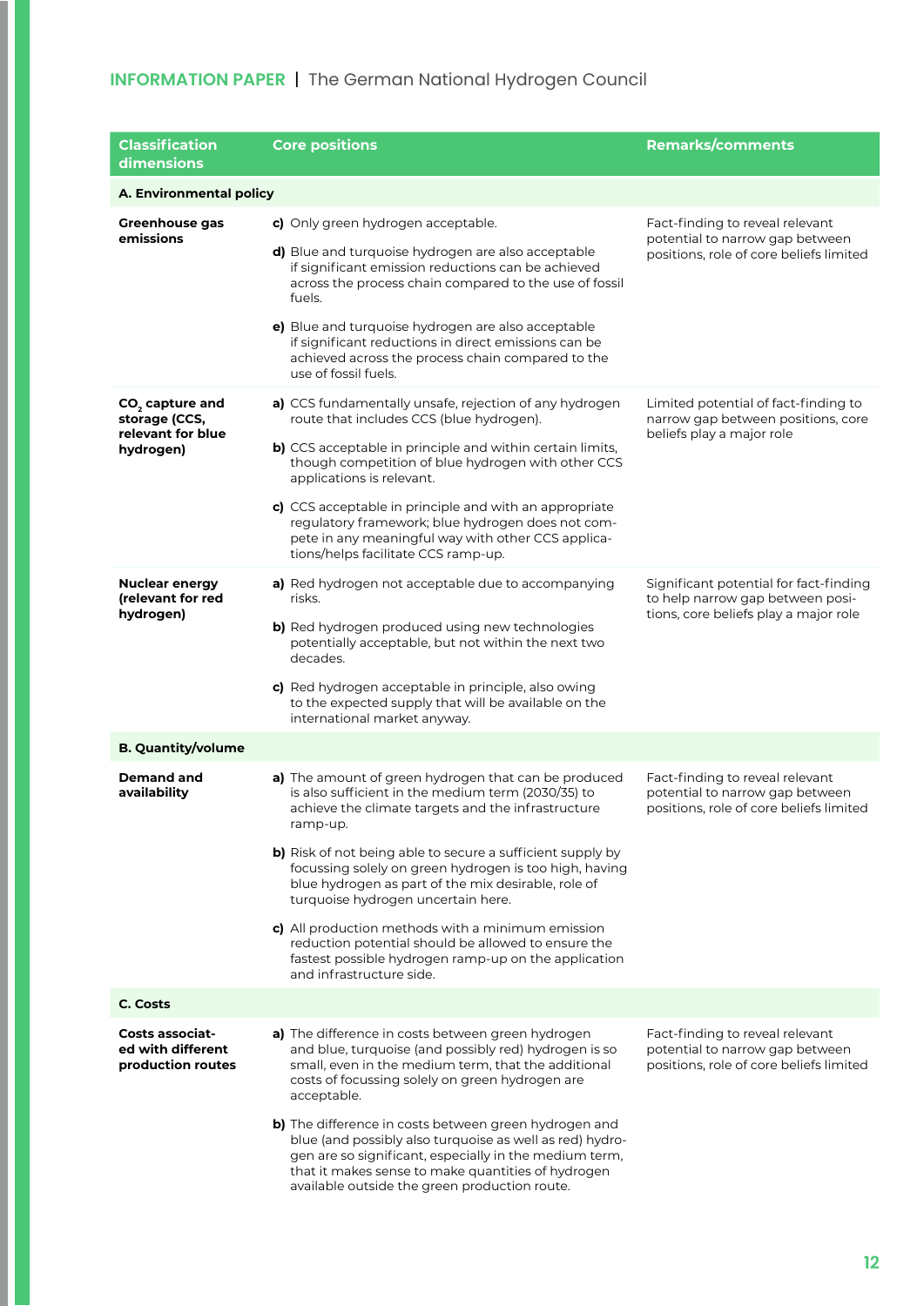| Classification dimensions | Core positions | Remarks/comments |
|---|---|---|
| **A. Environmental policy** | | |
| **Greenhouse gas emissions** | **c)** Only green hydrogen acceptable.<br><br>**d)** Blue and turquoise hydrogen are also acceptable if significant emission reductions can be achieved across the process chain compared to the use of fossil fuels.<br><br>**e)** Blue and turquoise hydrogen are also acceptable if significant reductions in direct emissions can be achieved across the process chain compared to the use of fossil fuels. | Fact-finding to reveal relevant potential to narrow gap between positions, role of core beliefs limited |
| **$CO_2$ capture and storage (CCS, relevant for blue hydrogen)** | **a)** CCS fundamentally unsafe, rejection of any hydrogen route that includes CCS (blue hydrogen).<br><br>**b)** CCS acceptable in principle and within certain limits, though competition of blue hydrogen with other CCS applications is relevant.<br><br>**c)** CCS acceptable in principle and with an appropriate regulatory framework; blue hydrogen does not compete in any meaningful way with other CCS applications/helps facilitate CCS ramp-up. | Limited potential of fact-finding to narrow gap between positions, core beliefs play a major role |
| **Nuclear energy (relevant for red hydrogen)** | **a)** Red hydrogen not acceptable due to accompanying risks.<br><br>**b)** Red hydrogen produced using new technologies potentially acceptable, but not within the next two decades.<br><br>**c)** Red hydrogen acceptable in principle, also owing to the expected supply that will be available on the international market anyway. | Significant potential for fact-finding to help narrow gap between positions, core beliefs play a major role |
| **B. Quantity/volume** | | |
| **Demand and availability** | **a)** The amount of green hydrogen that can be produced is also sufficient in the medium term (2030/35) to achieve the climate targets and the infrastructure ramp-up.<br><br>**b)** Risk of not being able to secure a sufficient supply by focussing solely on green hydrogen is too high, having blue hydrogen as part of the mix desirable, role of turquoise hydrogen uncertain here.<br><br>**c)** All production methods with a minimum emission reduction potential should be allowed to ensure the fastest possible hydrogen ramp-up on the application and infrastructure side. | Fact-finding to reveal relevant potential to narrow gap between positions, role of core beliefs limited |
| **C. Costs** | | |
| **Costs associated with different production routes** | **a)** The difference in costs between green hydrogen and blue, turquoise (and possibly red) hydrogen is so small, even in the medium term, that the additional costs of focussing solely on green hydrogen are acceptable.<br><br>**b)** The difference in costs between green hydrogen and blue (and possibly also turquoise as well as red) hydrogen are so significant, especially in the medium term, that it makes sense to make quantities of hydrogen available outside the green production route. | Fact-finding to reveal relevant potential to narrow gap between positions, role of core beliefs limited |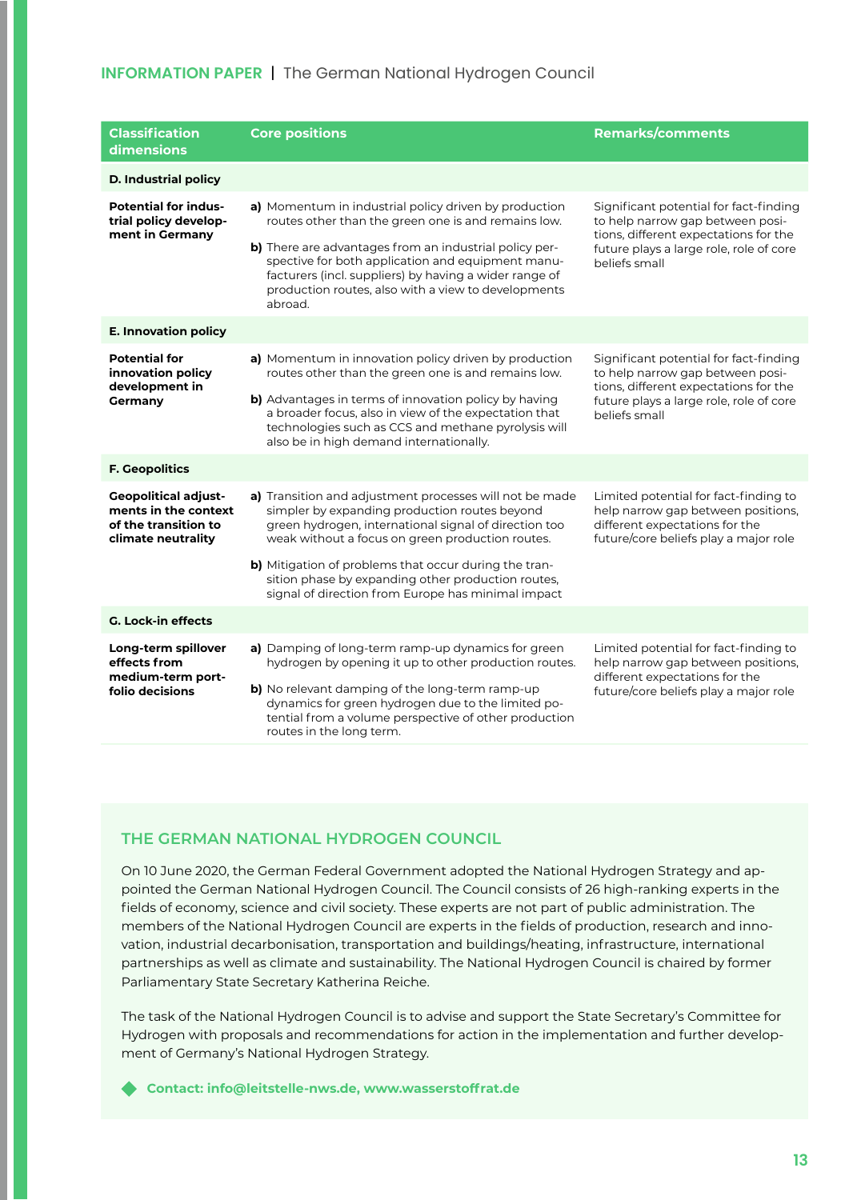| Classification dimensions | Core positions | Remarks/comments |
|---|---|---|
| **D. Industrial policy** | | |
| **Potential for industrial policy development in Germany** | **a)** Momentum in industrial policy driven by production routes other than the green one is and remains low.<br>**b)** There are advantages from an industrial policy perspective for both application and equipment manufacturers (incl. suppliers) by having a wider range of production routes, also with a view to developments abroad. | Significant potential for fact-finding to help narrow gap between positions, different expectations for the future plays a large role, role of core beliefs small |
| **E. Innovation policy** | | |
| **Potential for innovation policy development in Germany** | **a)** Momentum in innovation policy driven by production routes other than the green one is and remains low.<br>**b)** Advantages in terms of innovation policy by having a broader focus, also in view of the expectation that technologies such as CCS and methane pyrolysis will also be in high demand internationally. | Significant potential for fact-finding to help narrow gap between positions, different expectations for the future plays a large role, role of core beliefs small |
| **F. Geopolitics** | | |
| **Geopolitical adjustments in the context of the transition to climate neutrality** | **a)** Transition and adjustment processes will not be made simpler by expanding production routes beyond green hydrogen, international signal of direction too weak without a focus on green production routes.<br>**b)** Mitigation of problems that occur during the transition phase by expanding other production routes, signal of direction from Europe has minimal impact | Limited potential for fact-finding to help narrow gap between positions, different expectations for the future/core beliefs play a major role |
| **G. Lock-in effects** | | |
| **Long-term spillover effects from medium-term portfolio decisions** | **a)** Damping of long-term ramp-up dynamics for green hydrogen by opening it up to other production routes.<br>**b)** No relevant damping of the long-term ramp-up dynamics for green hydrogen due to the limited potential from a volume perspective of other production routes in the long term. | Limited potential for fact-finding to help narrow gap between positions, different expectations for the future/core beliefs play a major role |

## THE GERMAN NATIONAL HYDROGEN COUNCIL

On 10 June 2020, the German Federal Government adopted the National Hydrogen Strategy and appointed the German National Hydrogen Council. The Council consists of 26 high-ranking experts in the fields of economy, science and civil society. These experts are not part of public administration. The members of the National Hydrogen Council are experts in the fields of production, research and innovation, industrial decarbonisation, transportation and buildings/heating, infrastructure, international partnerships as well as climate and sustainability. The National Hydrogen Council is chaired by former Parliamentary State Secretary Katherina Reiche.

The task of the National Hydrogen Council is to advise and support the State Secretary's Committee for Hydrogen with proposals and recommendations for action in the implementation and further development of Germany's National Hydrogen Strategy.

**Contact: info@leitstelle-nws.de, www.wasserstoffrat.de**